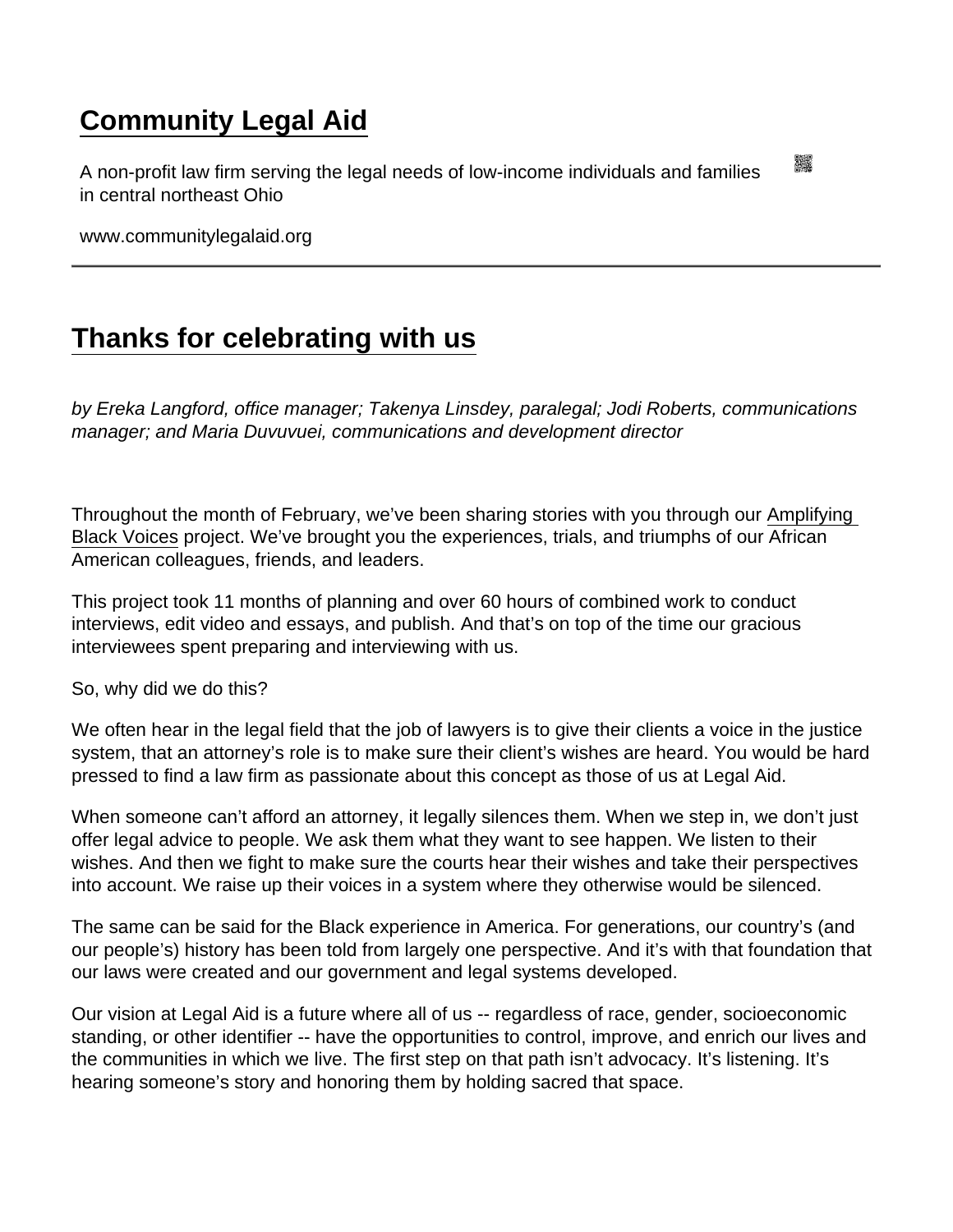# Community Legal Aid

A non-profit law firm serving the legal needs of low-income individuals and families in central northeast Ohio

www.communitylegalaid.org

---

## Thanks for celebrating with us

*by Ereka Langford, office manager; Takenya Linsdey, paralegal; Jodi Roberts, communications manager; and Maria Duvuvuei, communications and development director*

Throughout the month of February, we've been sharing stories with you through our Amplifying Black Voices project. We've brought you the experiences, trials, and triumphs of our African American colleagues, friends, and leaders.

This project took 11 months of planning and over 60 hours of combined work to conduct interviews, edit video and essays, and publish. And that's on top of the time our gracious interviewees spent preparing and interviewing with us.

So, why did we do this?

We often hear in the legal field that the job of lawyers is to give their clients a voice in the justice system, that an attorney's role is to make sure their client's wishes are heard. You would be hard pressed to find a law firm as passionate about this concept as those of us at Legal Aid.

When someone can't afford an attorney, it legally silences them. When we step in, we don't just offer legal advice to people. We ask them what they want to see happen. We listen to their wishes. And then we fight to make sure the courts hear their wishes and take their perspectives into account. We raise up their voices in a system where they otherwise would be silenced.

The same can be said for the Black experience in America. For generations, our country's (and our people's) history has been told from largely one perspective. And it's with that foundation that our laws were created and our government and legal systems developed.

Our vision at Legal Aid is a future where all of us -- regardless of race, gender, socioeconomic standing, or other identifier -- have the opportunities to control, improve, and enrich our lives and the communities in which we live. The first step on that path isn't advocacy. It's listening. It's hearing someone's story and honoring them by holding sacred that space.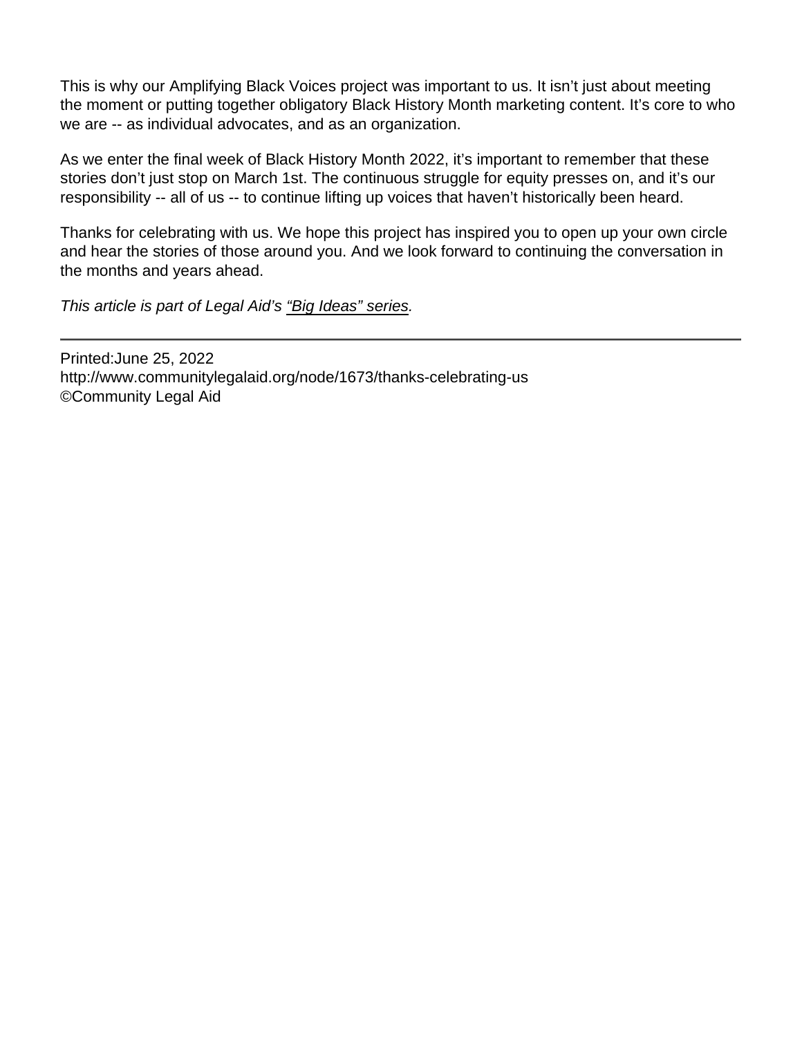This is why our Amplifying Black Voices project was important to us. It isn't just about meeting the moment or putting together obligatory Black History Month marketing content. It's core to who we are -- as individual advocates, and as an organization.

As we enter the final week of Black History Month 2022, it's important to remember that these stories don't just stop on March 1st. The continuous struggle for equity presses on, and it's our responsibility -- all of us -- to continue lifting up voices that haven't historically been heard.

Thanks for celebrating with us. We hope this project has inspired you to open up your own circle and hear the stories of those around you. And we look forward to continuing the conversation in the months and years ahead.

*This article is part of Legal Aid's "Big Ideas" series.*

---

Printed:June 25, 2022
http://www.communitylegalaid.org/node/1673/thanks-celebrating-us
©Community Legal Aid